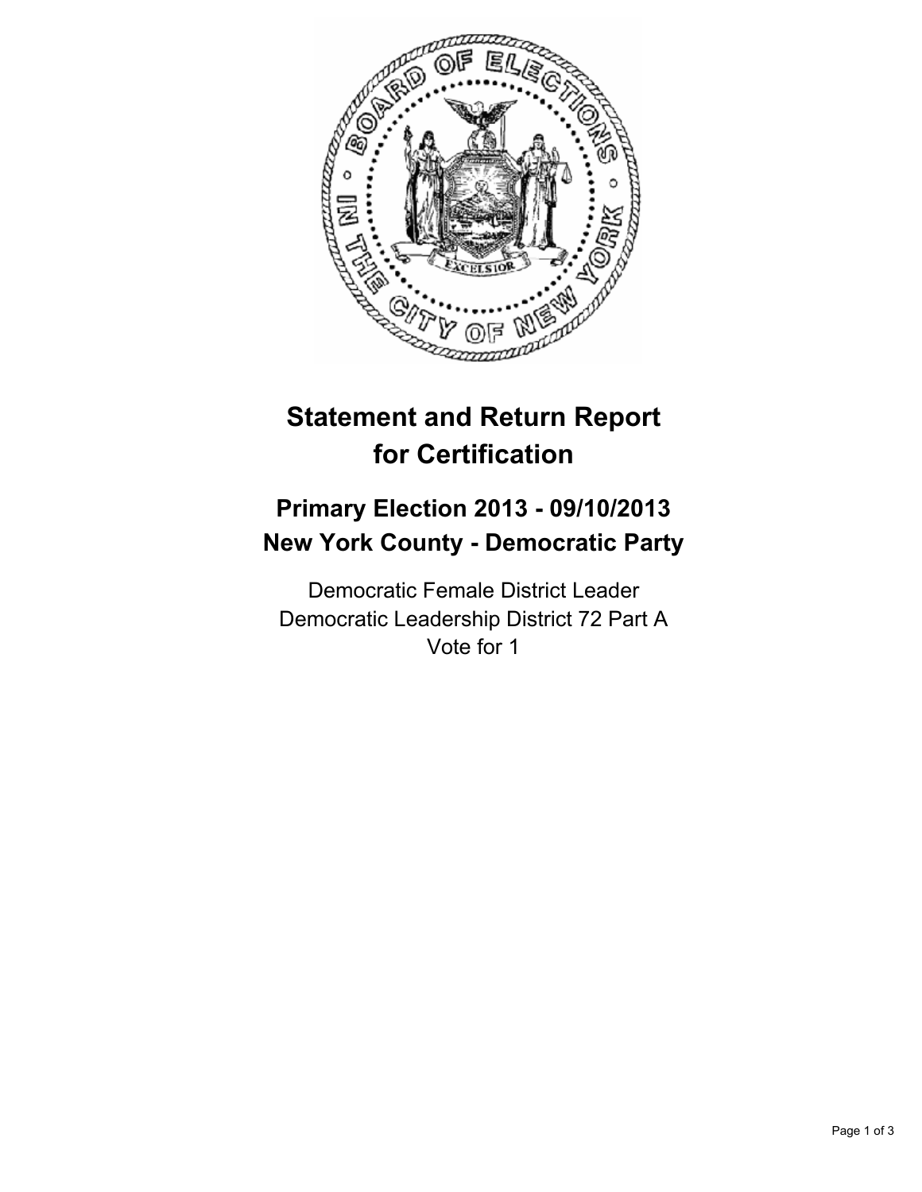# Statement and Return Report for Certification

## Primary Election 2013 - 09/10/2013
## New York County - Democratic Party

Democratic Female District Leader
Democratic Leadership District 72 Part A
Vote for 1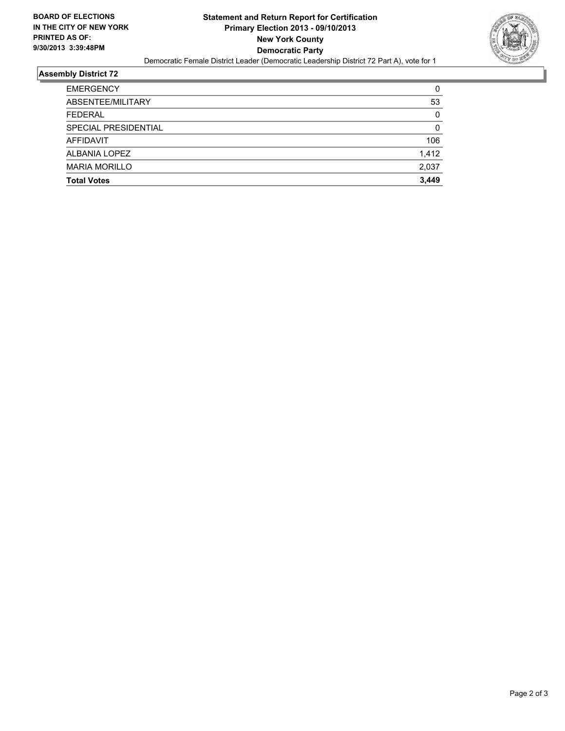**BOARD OF ELECTIONS IN THE CITY OF NEW YORK PRINTED AS OF: 9/30/2013 3:39:48PM**

# Statement and Return Report for Certification
## Primary Election 2013 - 09/10/2013
## New York County
## Democratic Party

Democratic Female District Leader (Democratic Leadership District 72 Part A), vote for 1

### Assembly District 72

| | |
|---|---|
| EMERGENCY | 0 |
| ABSENTEE/MILITARY | 53 |
| FEDERAL | 0 |
| SPECIAL PRESIDENTIAL | 0 |
| AFFIDAVIT | 106 |
| ALBANIA LOPEZ | 1,412 |
| MARIA MORILLO | 2,037 |
| **Total Votes** | **3,449** |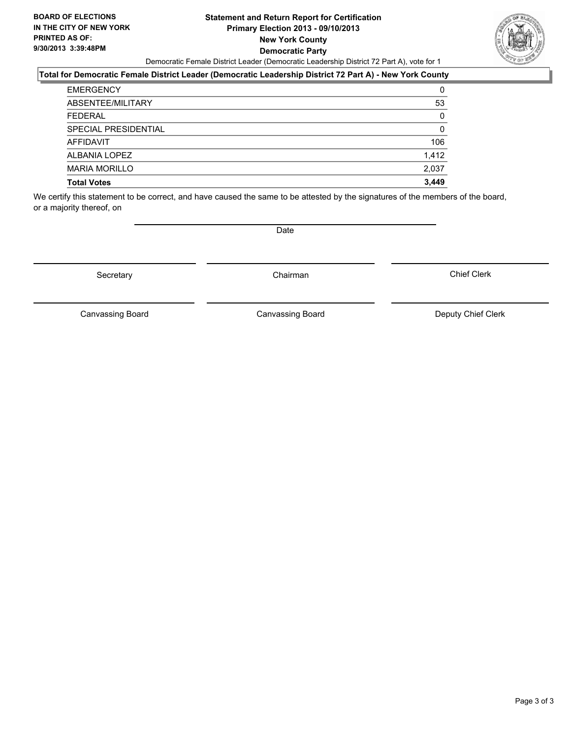**BOARD OF ELECTIONS IN THE CITY OF NEW YORK**
**PRINTED AS OF: 9/30/2013 3:39:48PM**

# Statement and Return Report for Certification
## Primary Election 2013 - 09/10/2013
## New York County
## Democratic Party

Democratic Female District Leader (Democratic Leadership District 72 Part A), vote for 1

**Total for Democratic Female District Leader (Democratic Leadership District 72 Part A) - New York County**

| | |
|---|---|
| EMERGENCY | 0 |
| ABSENTEE/MILITARY | 53 |
| FEDERAL | 0 |
| SPECIAL PRESIDENTIAL | 0 |
| AFFIDAVIT | 106 |
| ALBANIA LOPEZ | 1,412 |
| MARIA MORILLO | 2,037 |
| **Total Votes** | **3,449** |

We certify this statement to be correct, and have caused the same to be attested by the signatures of the members of the board, or a majority thereof, on

Date

Secretary

Chairman

Chief Clerk

Canvassing Board

Canvassing Board

Deputy Chief Clerk